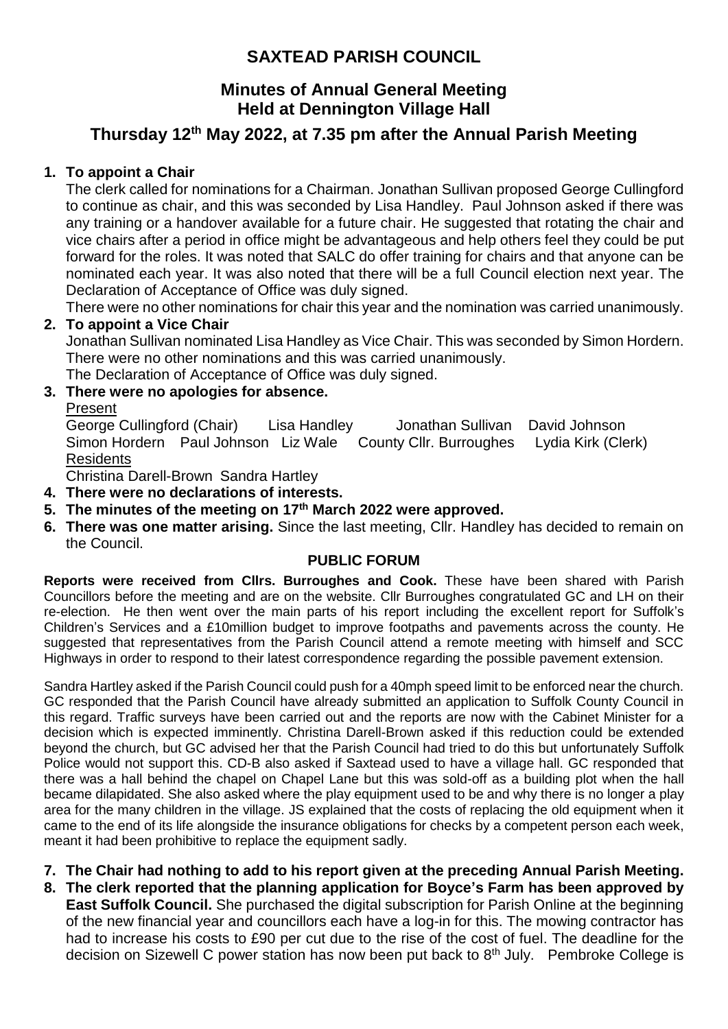# SAXTEAD PARISH COUNCIL

## Minutes of Annual General Meeting
## Held at Dennington Village Hall

## Thursday 12th May 2022, at 7.35 pm after the Annual Parish Meeting

1. **To appoint a Chair**

   The clerk called for nominations for a Chairman. Jonathan Sullivan proposed George Cullingford to continue as chair, and this was seconded by Lisa Handley. Paul Johnson asked if there was any training or a handover available for a future chair. He suggested that rotating the chair and vice chairs after a period in office might be advantageous and help others feel they could be put forward for the roles. It was noted that SALC do offer training for chairs and that anyone can be nominated each year. It was also noted that there will be a full Council election next year. The Declaration of Acceptance of Office was duly signed.

   There were no other nominations for chair this year and the nomination was carried unanimously.

2. **To appoint a Vice Chair**

   Jonathan Sullivan nominated Lisa Handley as Vice Chair. This was seconded by Simon Hordern. There were no other nominations and this was carried unanimously.

   The Declaration of Acceptance of Office was duly signed.

3. **There were no apologies for absence.**

   Present

   George Cullingford (Chair) Lisa Handley Jonathan Sullivan David Johnson
   Simon Hordern Paul Johnson Liz Wale County Cllr. Burroughes Lydia Kirk (Clerk)

   Residents

   Christina Darell-Brown Sandra Hartley

4. **There were no declarations of interests.**
5. **The minutes of the meeting on 17th March 2022 were approved.**
6. **There was one matter arising.** Since the last meeting, Cllr. Handley has decided to remain on the Council.

**PUBLIC FORUM**

**Reports were received from Cllrs. Burroughes and Cook.** These have been shared with Parish Councillors before the meeting and are on the website. Cllr Burroughes congratulated GC and LH on their re-election. He then went over the main parts of his report including the excellent report for Suffolk's Children's Services and a £10million budget to improve footpaths and pavements across the county. He suggested that representatives from the Parish Council attend a remote meeting with himself and SCC Highways in order to respond to their latest correspondence regarding the possible pavement extension.

Sandra Hartley asked if the Parish Council could push for a 40mph speed limit to be enforced near the church. GC responded that the Parish Council have already submitted an application to Suffolk County Council in this regard. Traffic surveys have been carried out and the reports are now with the Cabinet Minister for a decision which is expected imminently. Christina Darell-Brown asked if this reduction could be extended beyond the church, but GC advised her that the Parish Council had tried to do this but unfortunately Suffolk Police would not support this. CD-B also asked if Saxtead used to have a village hall. GC responded that there was a hall behind the chapel on Chapel Lane but this was sold-off as a building plot when the hall became dilapidated. She also asked where the play equipment used to be and why there is no longer a play area for the many children in the village. JS explained that the costs of replacing the old equipment when it came to the end of its life alongside the insurance obligations for checks by a competent person each week, meant it had been prohibitive to replace the equipment sadly.

7. **The Chair had nothing to add to his report given at the preceding Annual Parish Meeting.**
8. **The clerk reported that the planning application for Boyce's Farm has been approved by East Suffolk Council.** She purchased the digital subscription for Parish Online at the beginning of the new financial year and councillors each have a log-in for this. The mowing contractor has had to increase his costs to £90 per cut due to the rise of the cost of fuel. The deadline for the decision on Sizewell C power station has now been put back to 8th July. Pembroke College is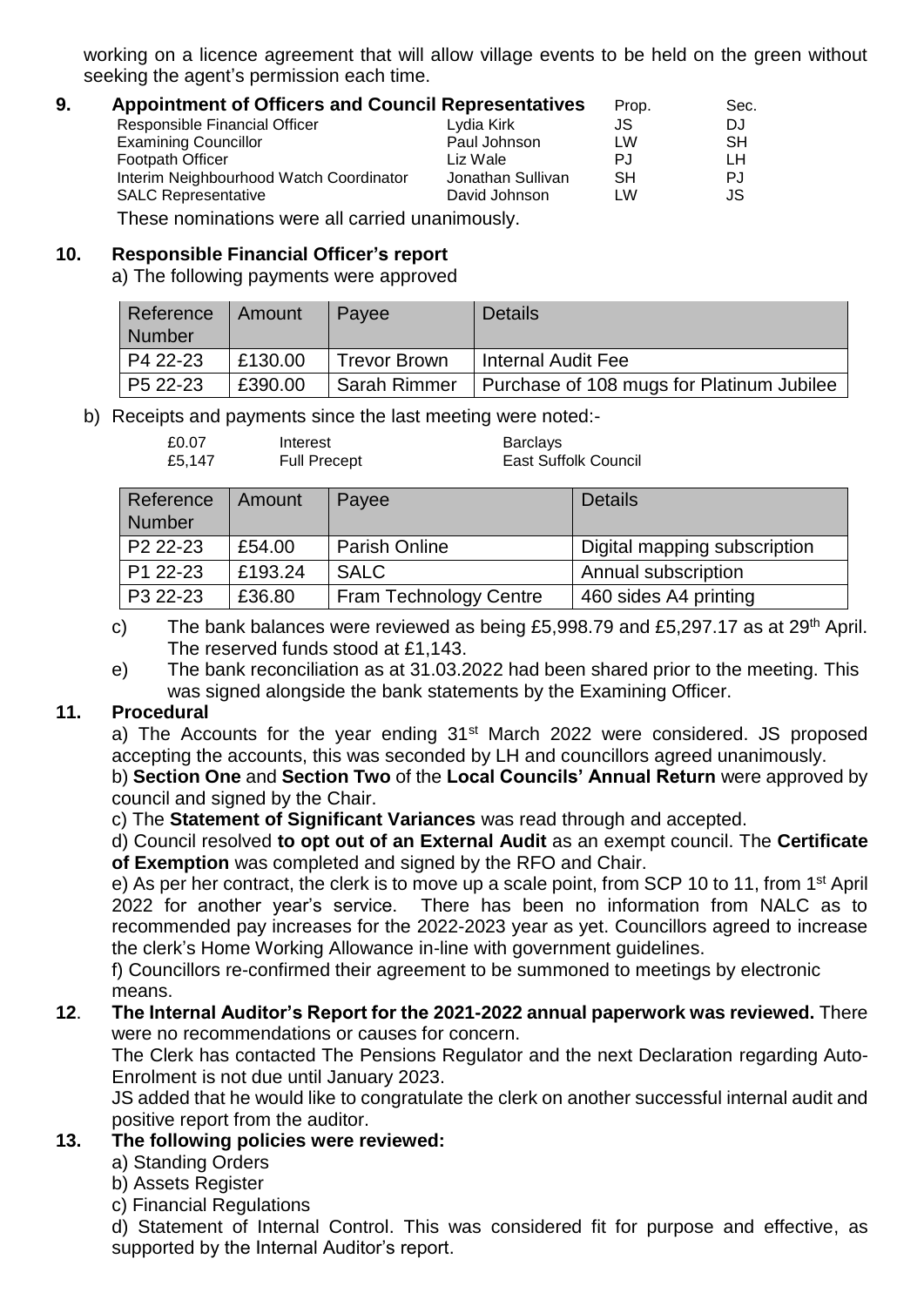working on a licence agreement that will allow village events to be held on the green without seeking the agent's permission each time.

**9. Appointment of Officers and Council Representatives**

| | | Prop. | Sec. |
|---|---|---|---|
| Responsible Financial Officer | Lydia Kirk | JS | DJ |
| Examining Councillor | Paul Johnson | LW | SH |
| Footpath Officer | Liz Wale | PJ | LH |
| Interim Neighbourhood Watch Coordinator | Jonathan Sullivan | SH | PJ |
| SALC Representative | David Johnson | LW | JS |

These nominations were all carried unanimously.

**10. Responsible Financial Officer's report**

a) The following payments were approved

| Reference Number | Amount | Payee | Details |
|---|---|---|---|
| P4 22-23 | £130.00 | Trevor Brown | Internal Audit Fee |
| P5 22-23 | £390.00 | Sarah Rimmer | Purchase of 108 mugs for Platinum Jubilee |

b) Receipts and payments since the last meeting were noted:-

| | | |
|---|---|---|
| £0.07 | Interest | Barclays |
| £5,147 | Full Precept | East Suffolk Council |

| Reference Number | Amount | Payee | Details |
|---|---|---|---|
| P2 22-23 | £54.00 | Parish Online | Digital mapping subscription |
| P1 22-23 | £193.24 | SALC | Annual subscription |
| P3 22-23 | £36.80 | Fram Technology Centre | 460 sides A4 printing |

c) The bank balances were reviewed as being £5,998.79 and £5,297.17 as at 29th April. The reserved funds stood at £1,143.

e) The bank reconciliation as at 31.03.2022 had been shared prior to the meeting. This was signed alongside the bank statements by the Examining Officer.

**11. Procedural**

a) The Accounts for the year ending 31st March 2022 were considered. JS proposed accepting the accounts, this was seconded by LH and councillors agreed unanimously.

b) **Section One** and **Section Two** of the **Local Councils' Annual Return** were approved by council and signed by the Chair.

c) The **Statement of Significant Variances** was read through and accepted.

d) Council resolved **to opt out of an External Audit** as an exempt council. The **Certificate of Exemption** was completed and signed by the RFO and Chair.

e) As per her contract, the clerk is to move up a scale point, from SCP 10 to 11, from 1st April 2022 for another year's service. There has been no information from NALC as to recommended pay increases for the 2022-2023 year as yet. Councillors agreed to increase the clerk's Home Working Allowance in-line with government guidelines.

f) Councillors re-confirmed their agreement to be summoned to meetings by electronic means.

**12. The Internal Auditor's Report for the 2021-2022 annual paperwork was reviewed.** There were no recommendations or causes for concern.

The Clerk has contacted The Pensions Regulator and the next Declaration regarding Auto-Enrolment is not due until January 2023.

JS added that he would like to congratulate the clerk on another successful internal audit and positive report from the auditor.

**13. The following policies were reviewed:**

a) Standing Orders

b) Assets Register

c) Financial Regulations

d) Statement of Internal Control. This was considered fit for purpose and effective, as supported by the Internal Auditor's report.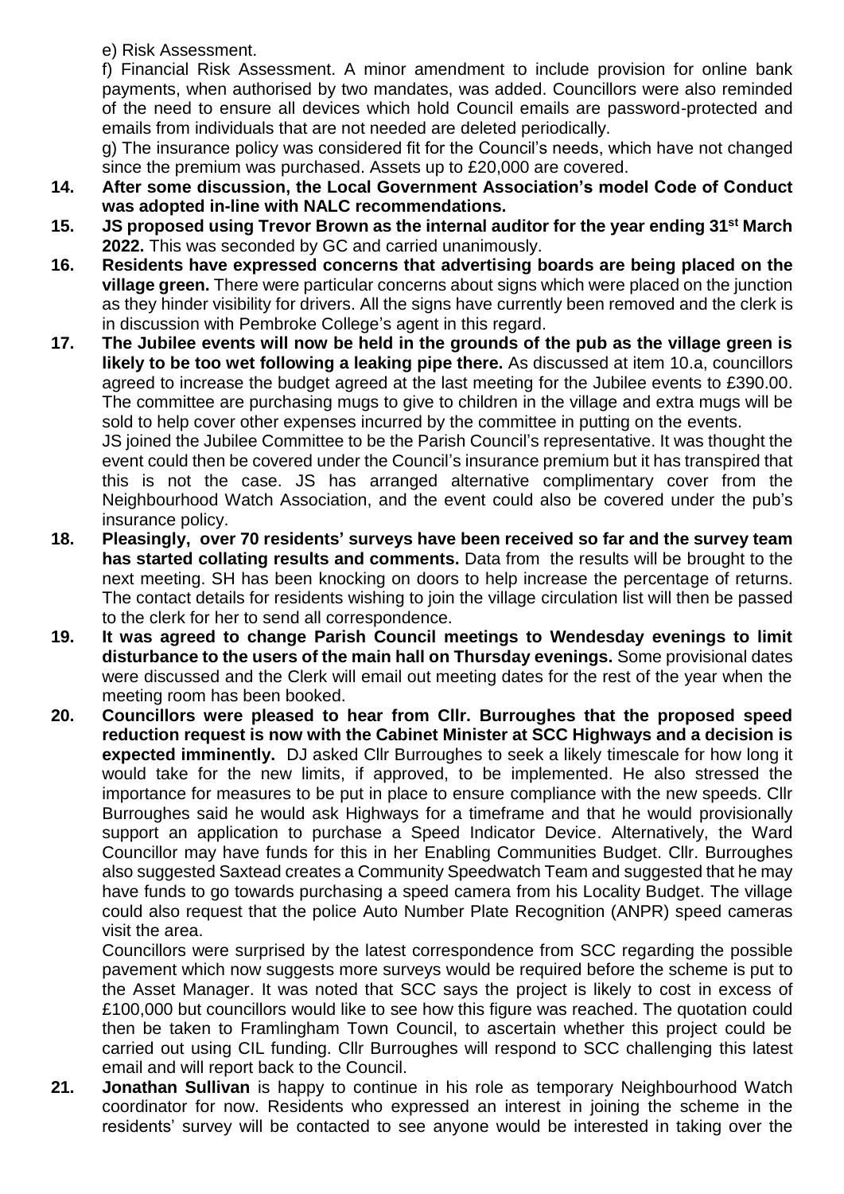e) Risk Assessment.

f) Financial Risk Assessment. A minor amendment to include provision for online bank payments, when authorised by two mandates, was added. Councillors were also reminded of the need to ensure all devices which hold Council emails are password-protected and emails from individuals that are not needed are deleted periodically.

g) The insurance policy was considered fit for the Council's needs, which have not changed since the premium was purchased. Assets up to £20,000 are covered.

14. **After some discussion, the Local Government Association's model Code of Conduct was adopted in-line with NALC recommendations.**

15. **JS proposed using Trevor Brown as the internal auditor for the year ending 31st March 2022.** This was seconded by GC and carried unanimously.

16. **Residents have expressed concerns that advertising boards are being placed on the village green.** There were particular concerns about signs which were placed on the junction as they hinder visibility for drivers. All the signs have currently been removed and the clerk is in discussion with Pembroke College's agent in this regard.

17. **The Jubilee events will now be held in the grounds of the pub as the village green is likely to be too wet following a leaking pipe there.** As discussed at item 10.a, councillors agreed to increase the budget agreed at the last meeting for the Jubilee events to £390.00. The committee are purchasing mugs to give to children in the village and extra mugs will be sold to help cover other expenses incurred by the committee in putting on the events.
JS joined the Jubilee Committee to be the Parish Council's representative. It was thought the event could then be covered under the Council's insurance premium but it has transpired that this is not the case. JS has arranged alternative complimentary cover from the Neighbourhood Watch Association, and the event could also be covered under the pub's insurance policy.

18. **Pleasingly, over 70 residents' surveys have been received so far and the survey team has started collating results and comments.** Data from the results will be brought to the next meeting. SH has been knocking on doors to help increase the percentage of returns. The contact details for residents wishing to join the village circulation list will then be passed to the clerk for her to send all correspondence.

19. **It was agreed to change Parish Council meetings to Wendesday evenings to limit disturbance to the users of the main hall on Thursday evenings.** Some provisional dates were discussed and the Clerk will email out meeting dates for the rest of the year when the meeting room has been booked.

20. **Councillors were pleased to hear from Cllr. Burroughes that the proposed speed reduction request is now with the Cabinet Minister at SCC Highways and a decision is expected imminently.** DJ asked Cllr Burroughes to seek a likely timescale for how long it would take for the new limits, if approved, to be implemented. He also stressed the importance for measures to be put in place to ensure compliance with the new speeds. Cllr Burroughes said he would ask Highways for a timeframe and that he would provisionally support an application to purchase a Speed Indicator Device. Alternatively, the Ward Councillor may have funds for this in her Enabling Communities Budget. Cllr. Burroughes also suggested Saxtead creates a Community Speedwatch Team and suggested that he may have funds to go towards purchasing a speed camera from his Locality Budget. The village could also request that the police Auto Number Plate Recognition (ANPR) speed cameras visit the area.
Councillors were surprised by the latest correspondence from SCC regarding the possible pavement which now suggests more surveys would be required before the scheme is put to the Asset Manager. It was noted that SCC says the project is likely to cost in excess of £100,000 but councillors would like to see how this figure was reached. The quotation could then be taken to Framlingham Town Council, to ascertain whether this project could be carried out using CIL funding. Cllr Burroughes will respond to SCC challenging this latest email and will report back to the Council.

21. **Jonathan Sullivan** is happy to continue in his role as temporary Neighbourhood Watch coordinator for now. Residents who expressed an interest in joining the scheme in the residents' survey will be contacted to see anyone would be interested in taking over the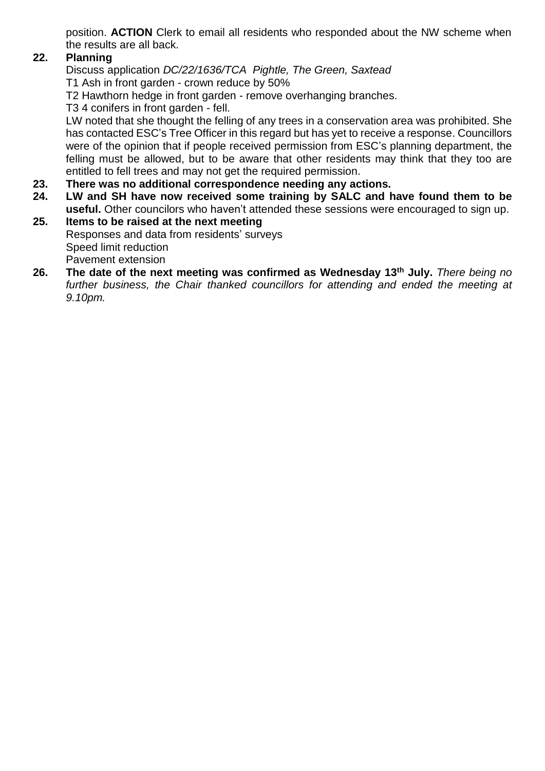position. **ACTION** Clerk to email all residents who responded about the NW scheme when the results are all back.

**22. Planning**

Discuss application *DC/22/1636/TCA Pightle, The Green, Saxtead*

T1 Ash in front garden - crown reduce by 50%

T2 Hawthorn hedge in front garden - remove overhanging branches.

T3 4 conifers in front garden - fell.

LW noted that she thought the felling of any trees in a conservation area was prohibited. She has contacted ESC's Tree Officer in this regard but has yet to receive a response. Councillors were of the opinion that if people received permission from ESC's planning department, the felling must be allowed, but to be aware that other residents may think that they too are entitled to fell trees and may not get the required permission.

**23. There was no additional correspondence needing any actions.**

**24. LW and SH have now received some training by SALC and have found them to be useful.** Other councilors who haven't attended these sessions were encouraged to sign up.

**25. Items to be raised at the next meeting**

Responses and data from residents' surveys

Speed limit reduction

Pavement extension

**26. The date of the next meeting was confirmed as Wednesday 13th July.** *There being no further business, the Chair thanked councillors for attending and ended the meeting at 9.10pm.*